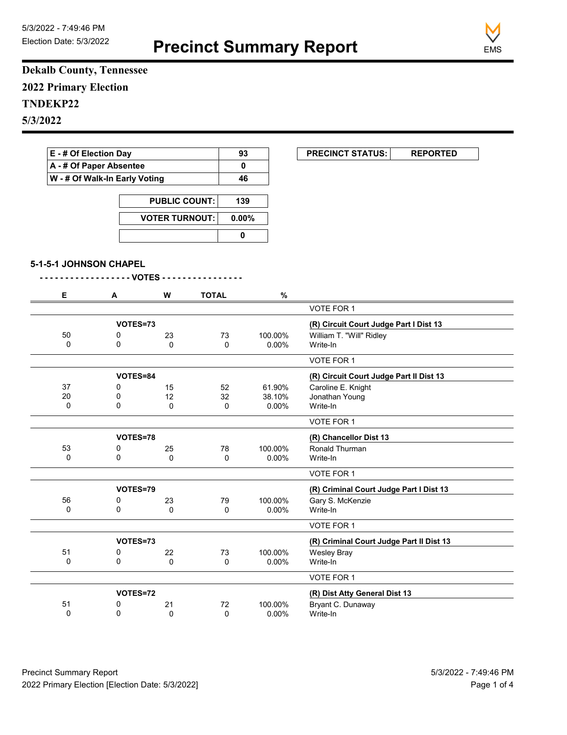5/3/2022 - 7:49:46 PM
Election Date: 5/3/2022

# Precinct Summary Report

EMS

**Dekalb County, Tennessee**

**2022 Primary Election**

**TNDEKP22**

**5/3/2022**

| | |
|---|---|
| E - # Of Election Day | 93 |
| A - # Of Paper Absentee | 0 |
| W - # Of Walk-In Early Voting | 46 |

| | |
|---|---|
| PUBLIC COUNT: | 139 |
| VOTER TURNOUT: | 0.00% |
| | 0 |

| PRECINCT STATUS: | REPORTED |
|---|---|

### 5-1-5-1 JOHNSON CHAPEL

- - - - - - - - - - - - - - - - - - VOTES - - - - - - - - - - - - - - - -

| E | A | W | TOTAL | % | |
|---|---|---|---|---|---|
| | | | | | VOTE FOR 1 |
| | VOTES=73 | | | | **(R) Circuit Court Judge Part I Dist 13** |
| 50 | 0 | 23 | 73 | 100.00% | William T. "Will" Ridley |
| 0 | 0 | 0 | 0 | 0.00% | Write-In |
| | | | | | VOTE FOR 1 |
| | VOTES=84 | | | | **(R) Circuit Court Judge Part II Dist 13** |
| 37 | 0 | 15 | 52 | 61.90% | Caroline E. Knight |
| 20 | 0 | 12 | 32 | 38.10% | Jonathan Young |
| 0 | 0 | 0 | 0 | 0.00% | Write-In |
| | | | | | VOTE FOR 1 |
| | VOTES=78 | | | | **(R) Chancellor Dist 13** |
| 53 | 0 | 25 | 78 | 100.00% | Ronald Thurman |
| 0 | 0 | 0 | 0 | 0.00% | Write-In |
| | | | | | VOTE FOR 1 |
| | VOTES=79 | | | | **(R) Criminal Court Judge Part I Dist 13** |
| 56 | 0 | 23 | 79 | 100.00% | Gary S. McKenzie |
| 0 | 0 | 0 | 0 | 0.00% | Write-In |
| | | | | | VOTE FOR 1 |
| | VOTES=73 | | | | **(R) Criminal Court Judge Part II Dist 13** |
| 51 | 0 | 22 | 73 | 100.00% | Wesley Bray |
| 0 | 0 | 0 | 0 | 0.00% | Write-In |
| | | | | | VOTE FOR 1 |
| | VOTES=72 | | | | **(R) Dist Atty General Dist 13** |
| 51 | 0 | 21 | 72 | 100.00% | Bryant C. Dunaway |
| 0 | 0 | 0 | 0 | 0.00% | Write-In |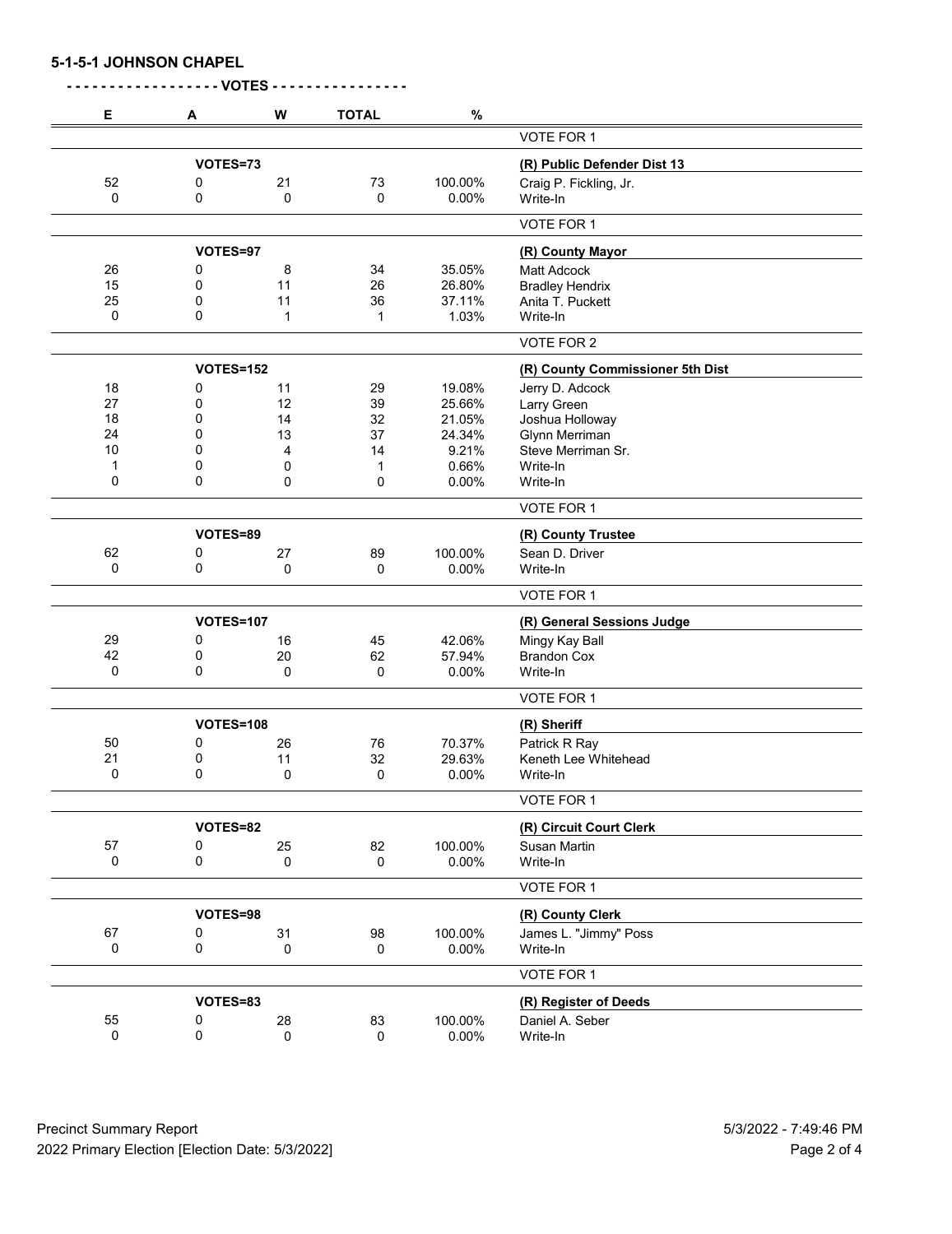## 5-1-5-1 JOHNSON CHAPEL

**- - - - - - - - - - - - - - - - - VOTES - - - - - - - - - - - - - - -**

| E | A | W | TOTAL | % | |
|---|---|---|---|---|---|
| | | | | | VOTE FOR 1 |
| | VOTES=73 | | | | **(R) Public Defender Dist 13** |
| 52 | 0 | 21 | 73 | 100.00% | Craig P. Fickling, Jr. |
| 0 | 0 | 0 | 0 | 0.00% | Write-In |
| | | | | | VOTE FOR 1 |
| | VOTES=97 | | | | **(R) County Mayor** |
| 26 | 0 | 8 | 34 | 35.05% | Matt Adcock |
| 15 | 0 | 11 | 26 | 26.80% | Bradley Hendrix |
| 25 | 0 | 11 | 36 | 37.11% | Anita T. Puckett |
| 0 | 0 | 1 | 1 | 1.03% | Write-In |
| | | | | | VOTE FOR 2 |
| | VOTES=152 | | | | **(R) County Commissioner 5th Dist** |
| 18 | 0 | 11 | 29 | 19.08% | Jerry D. Adcock |
| 27 | 0 | 12 | 39 | 25.66% | Larry Green |
| 18 | 0 | 14 | 32 | 21.05% | Joshua Holloway |
| 24 | 0 | 13 | 37 | 24.34% | Glynn Merriman |
| 10 | 0 | 4 | 14 | 9.21% | Steve Merriman Sr. |
| 1 | 0 | 0 | 1 | 0.66% | Write-In |
| 0 | 0 | 0 | 0 | 0.00% | Write-In |
| | | | | | VOTE FOR 1 |
| | VOTES=89 | | | | **(R) County Trustee** |
| 62 | 0 | 27 | 89 | 100.00% | Sean D. Driver |
| 0 | 0 | 0 | 0 | 0.00% | Write-In |
| | | | | | VOTE FOR 1 |
| | VOTES=107 | | | | **(R) General Sessions Judge** |
| 29 | 0 | 16 | 45 | 42.06% | Mingy Kay Ball |
| 42 | 0 | 20 | 62 | 57.94% | Brandon Cox |
| 0 | 0 | 0 | 0 | 0.00% | Write-In |
| | | | | | VOTE FOR 1 |
| | VOTES=108 | | | | **(R) Sheriff** |
| 50 | 0 | 26 | 76 | 70.37% | Patrick R Ray |
| 21 | 0 | 11 | 32 | 29.63% | Keneth Lee Whitehead |
| 0 | 0 | 0 | 0 | 0.00% | Write-In |
| | | | | | VOTE FOR 1 |
| | VOTES=82 | | | | **(R) Circuit Court Clerk** |
| 57 | 0 | 25 | 82 | 100.00% | Susan Martin |
| 0 | 0 | 0 | 0 | 0.00% | Write-In |
| | | | | | VOTE FOR 1 |
| | VOTES=98 | | | | **(R) County Clerk** |
| 67 | 0 | 31 | 98 | 100.00% | James L. "Jimmy" Poss |
| 0 | 0 | 0 | 0 | 0.00% | Write-In |
| | | | | | VOTE FOR 1 |
| | VOTES=83 | | | | **(R) Register of Deeds** |
| 55 | 0 | 28 | 83 | 100.00% | Daniel A. Seber |
| 0 | 0 | 0 | 0 | 0.00% | Write-In |

Precinct Summary Report
2022 Primary Election [Election Date: 5/3/2022]

5/3/2022 - 7:49:46 PM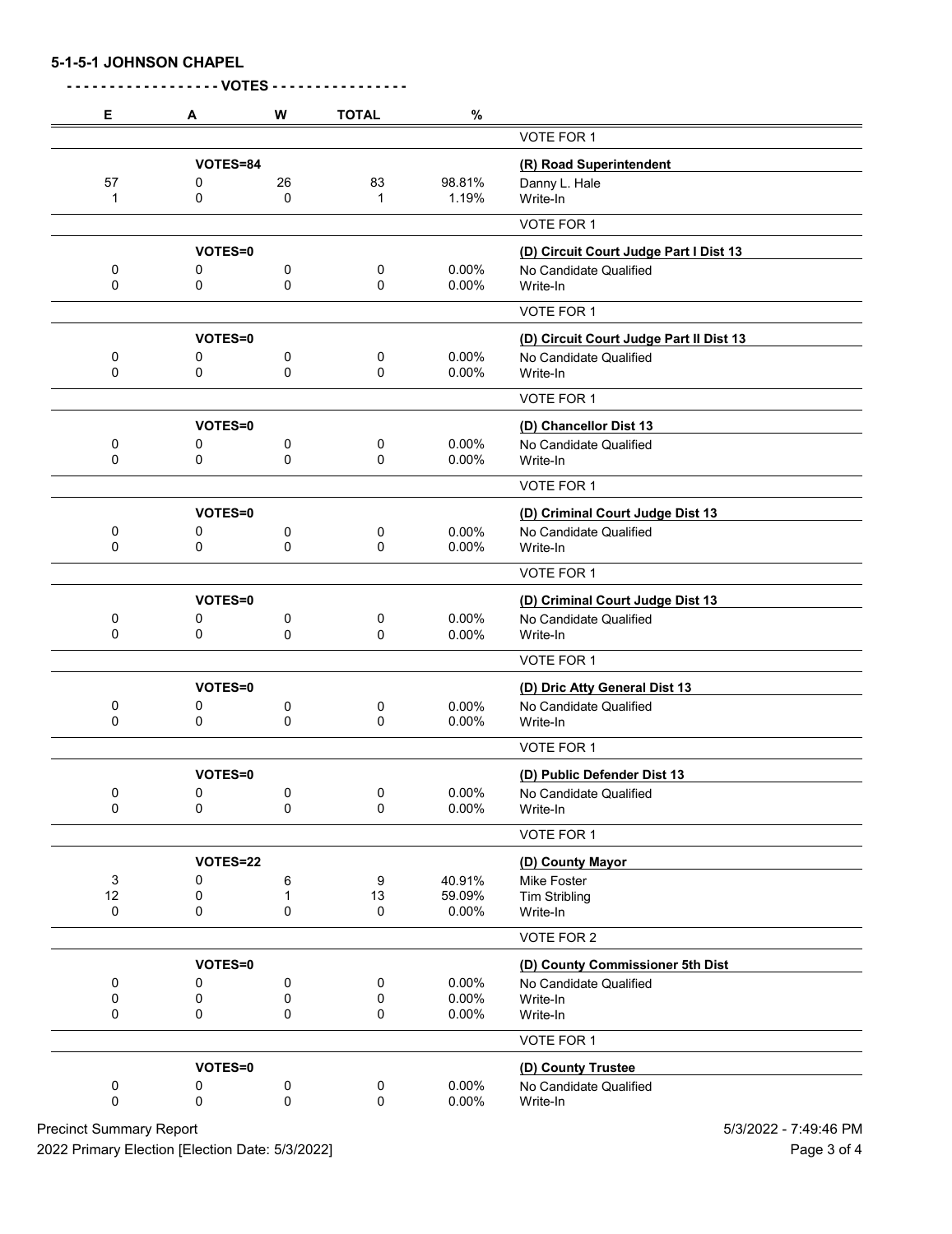**5-1-5-1 JOHNSON CHAPEL**

**- - - - - - - - - - - - - - - - - - VOTES - - - - - - - - - - - - - - - -**

| E | A | W | TOTAL | % | |
|---|---|---|---|---|---|
| | | | | | VOTE FOR 1 |
| | VOTES=84 | | | | **(R) Road Superintendent** |
| 57 | 0 | 26 | 83 | 98.81% | Danny L. Hale |
| 1 | 0 | 0 | 1 | 1.19% | Write-In |
| | | | | | VOTE FOR 1 |
| | VOTES=0 | | | | **(D) Circuit Court Judge Part I Dist 13** |
| 0 | 0 | 0 | 0 | 0.00% | No Candidate Qualified |
| 0 | 0 | 0 | 0 | 0.00% | Write-In |
| | | | | | VOTE FOR 1 |
| | VOTES=0 | | | | **(D) Circuit Court Judge Part II Dist 13** |
| 0 | 0 | 0 | 0 | 0.00% | No Candidate Qualified |
| 0 | 0 | 0 | 0 | 0.00% | Write-In |
| | | | | | VOTE FOR 1 |
| | VOTES=0 | | | | **(D) Chancellor Dist 13** |
| 0 | 0 | 0 | 0 | 0.00% | No Candidate Qualified |
| 0 | 0 | 0 | 0 | 0.00% | Write-In |
| | | | | | VOTE FOR 1 |
| | VOTES=0 | | | | **(D) Criminal Court Judge Dist 13** |
| 0 | 0 | 0 | 0 | 0.00% | No Candidate Qualified |
| 0 | 0 | 0 | 0 | 0.00% | Write-In |
| | | | | | VOTE FOR 1 |
| | VOTES=0 | | | | **(D) Criminal Court Judge Dist 13** |
| 0 | 0 | 0 | 0 | 0.00% | No Candidate Qualified |
| 0 | 0 | 0 | 0 | 0.00% | Write-In |
| | | | | | VOTE FOR 1 |
| | VOTES=0 | | | | **(D) Dric Atty General Dist 13** |
| 0 | 0 | 0 | 0 | 0.00% | No Candidate Qualified |
| 0 | 0 | 0 | 0 | 0.00% | Write-In |
| | | | | | VOTE FOR 1 |
| | VOTES=0 | | | | **(D) Public Defender Dist 13** |
| 0 | 0 | 0 | 0 | 0.00% | No Candidate Qualified |
| 0 | 0 | 0 | 0 | 0.00% | Write-In |
| | | | | | VOTE FOR 1 |
| | VOTES=22 | | | | **(D) County Mayor** |
| 3 | 0 | 6 | 9 | 40.91% | Mike Foster |
| 12 | 0 | 1 | 13 | 59.09% | Tim Stribling |
| 0 | 0 | 0 | 0 | 0.00% | Write-In |
| | | | | | VOTE FOR 2 |
| | VOTES=0 | | | | **(D) County Commissioner 5th Dist** |
| 0 | 0 | 0 | 0 | 0.00% | No Candidate Qualified |
| 0 | 0 | 0 | 0 | 0.00% | Write-In |
| 0 | 0 | 0 | 0 | 0.00% | Write-In |
| | | | | | VOTE FOR 1 |
| | VOTES=0 | | | | **(D) County Trustee** |
| 0 | 0 | 0 | 0 | 0.00% | No Candidate Qualified |
| 0 | 0 | 0 | 0 | 0.00% | Write-In |

Precinct Summary Report
2022 Primary Election [Election Date: 5/3/2022]
5/3/2022 - 7:49:46 PM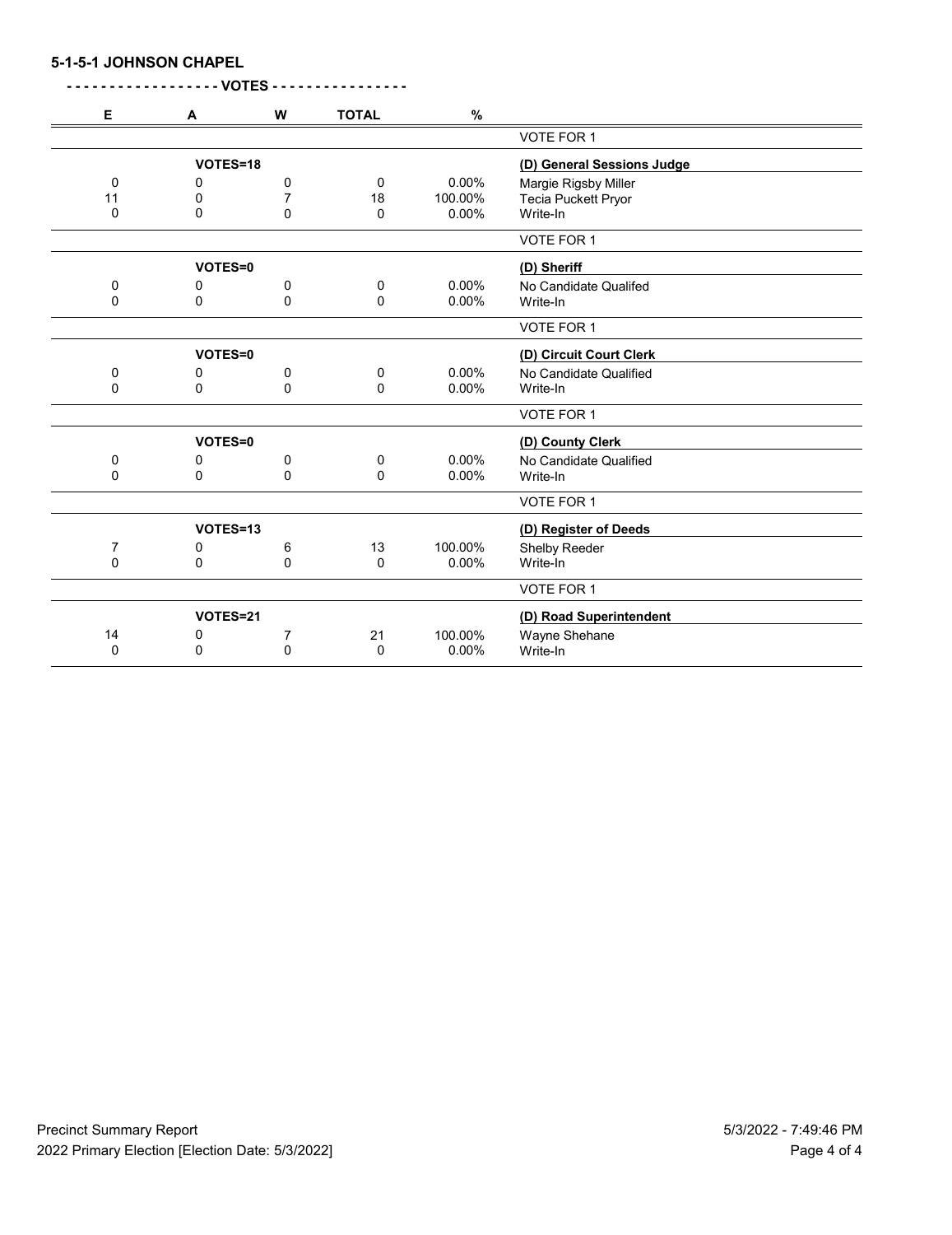**5-1-5-1 JOHNSON CHAPEL**

**- - - - - - - - - - - - - - - - - - VOTES - - - - - - - - - - - - - - - -**

| E | A | W | TOTAL | % | |
|---|---|---|---|---|---|
| | | | | | VOTE FOR 1 |
| | VOTES=18 | | | | **(D) General Sessions Judge** |
| 0 | 0 | 0 | 0 | 0.00% | Margie Rigsby Miller |
| 11 | 0 | 7 | 18 | 100.00% | Tecia Puckett Pryor |
| 0 | 0 | 0 | 0 | 0.00% | Write-In |
| | | | | | VOTE FOR 1 |
| | VOTES=0 | | | | **(D) Sheriff** |
| 0 | 0 | 0 | 0 | 0.00% | No Candidate Qualifed |
| 0 | 0 | 0 | 0 | 0.00% | Write-In |
| | | | | | VOTE FOR 1 |
| | VOTES=0 | | | | **(D) Circuit Court Clerk** |
| 0 | 0 | 0 | 0 | 0.00% | No Candidate Qualified |
| 0 | 0 | 0 | 0 | 0.00% | Write-In |
| | | | | | VOTE FOR 1 |
| | VOTES=0 | | | | **(D) County Clerk** |
| 0 | 0 | 0 | 0 | 0.00% | No Candidate Qualified |
| 0 | 0 | 0 | 0 | 0.00% | Write-In |
| | | | | | VOTE FOR 1 |
| | VOTES=13 | | | | **(D) Register of Deeds** |
| 7 | 0 | 6 | 13 | 100.00% | Shelby Reeder |
| 0 | 0 | 0 | 0 | 0.00% | Write-In |
| | | | | | VOTE FOR 1 |
| | VOTES=21 | | | | **(D) Road Superintendent** |
| 14 | 0 | 7 | 21 | 100.00% | Wayne Shehane |
| 0 | 0 | 0 | 0 | 0.00% | Write-In |